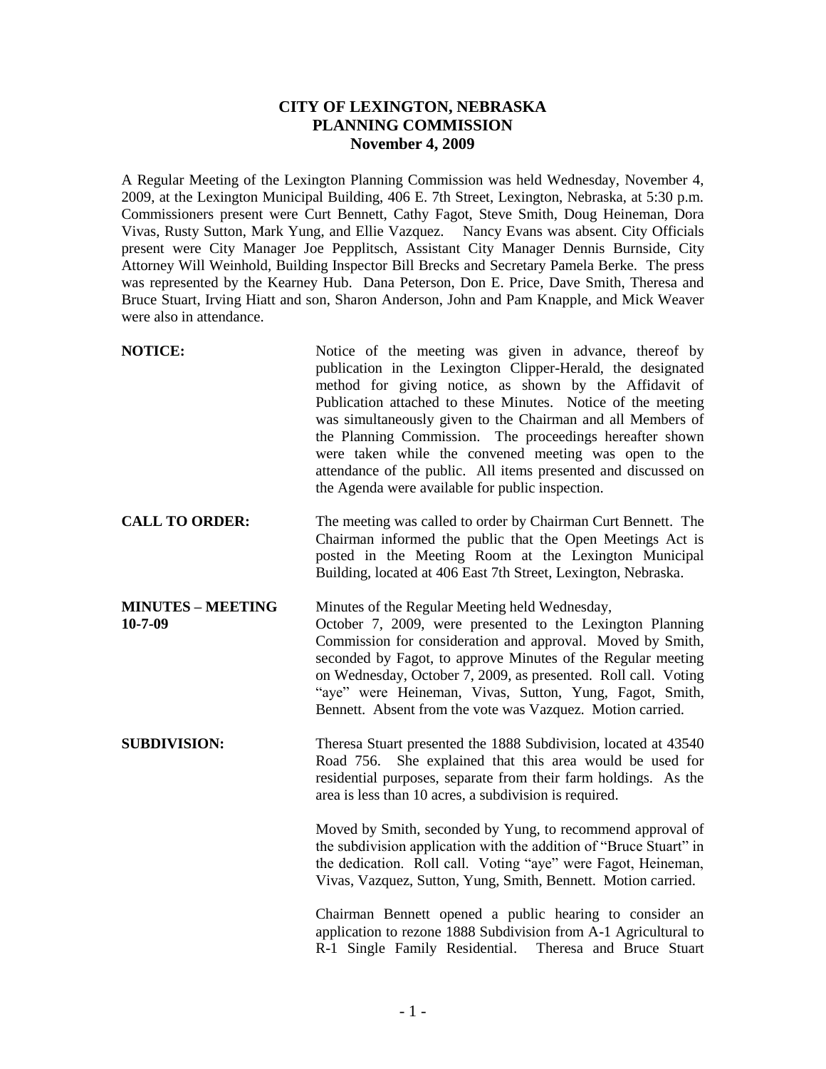# CITY OF LEXINGTON, NEBRASKA
## PLANNING COMMISSION
### November 4, 2009

A Regular Meeting of the Lexington Planning Commission was held Wednesday, November 4, 2009, at the Lexington Municipal Building, 406 E. 7th Street, Lexington, Nebraska, at 5:30 p.m. Commissioners present were Curt Bennett, Cathy Fagot, Steve Smith, Doug Heineman, Dora Vivas, Rusty Sutton, Mark Yung, and Ellie Vazquez. Nancy Evans was absent. City Officials present were City Manager Joe Pepplitsch, Assistant City Manager Dennis Burnside, City Attorney Will Weinhold, Building Inspector Bill Brecks and Secretary Pamela Berke. The press was represented by the Kearney Hub. Dana Peterson, Don E. Price, Dave Smith, Theresa and Bruce Stuart, Irving Hiatt and son, Sharon Anderson, John and Pam Knapple, and Mick Weaver were also in attendance.

**NOTICE:** Notice of the meeting was given in advance, thereof by publication in the Lexington Clipper-Herald, the designated method for giving notice, as shown by the Affidavit of Publication attached to these Minutes. Notice of the meeting was simultaneously given to the Chairman and all Members of the Planning Commission. The proceedings hereafter shown were taken while the convened meeting was open to the attendance of the public. All items presented and discussed on the Agenda were available for public inspection.

**CALL TO ORDER:** The meeting was called to order by Chairman Curt Bennett. The Chairman informed the public that the Open Meetings Act is posted in the Meeting Room at the Lexington Municipal Building, located at 406 East 7th Street, Lexington, Nebraska.

**MINUTES – MEETING 10-7-09** Minutes of the Regular Meeting held Wednesday, October 7, 2009, were presented to the Lexington Planning Commission for consideration and approval. Moved by Smith, seconded by Fagot, to approve Minutes of the Regular meeting on Wednesday, October 7, 2009, as presented. Roll call. Voting "aye" were Heineman, Vivas, Sutton, Yung, Fagot, Smith, Bennett. Absent from the vote was Vazquez. Motion carried.

**SUBDIVISION:** Theresa Stuart presented the 1888 Subdivision, located at 43540 Road 756. She explained that this area would be used for residential purposes, separate from their farm holdings. As the area is less than 10 acres, a subdivision is required.

Moved by Smith, seconded by Yung, to recommend approval of the subdivision application with the addition of "Bruce Stuart" in the dedication. Roll call. Voting "aye" were Fagot, Heineman, Vivas, Vazquez, Sutton, Yung, Smith, Bennett. Motion carried.

Chairman Bennett opened a public hearing to consider an application to rezone 1888 Subdivision from A-1 Agricultural to R-1 Single Family Residential. Theresa and Bruce Stuart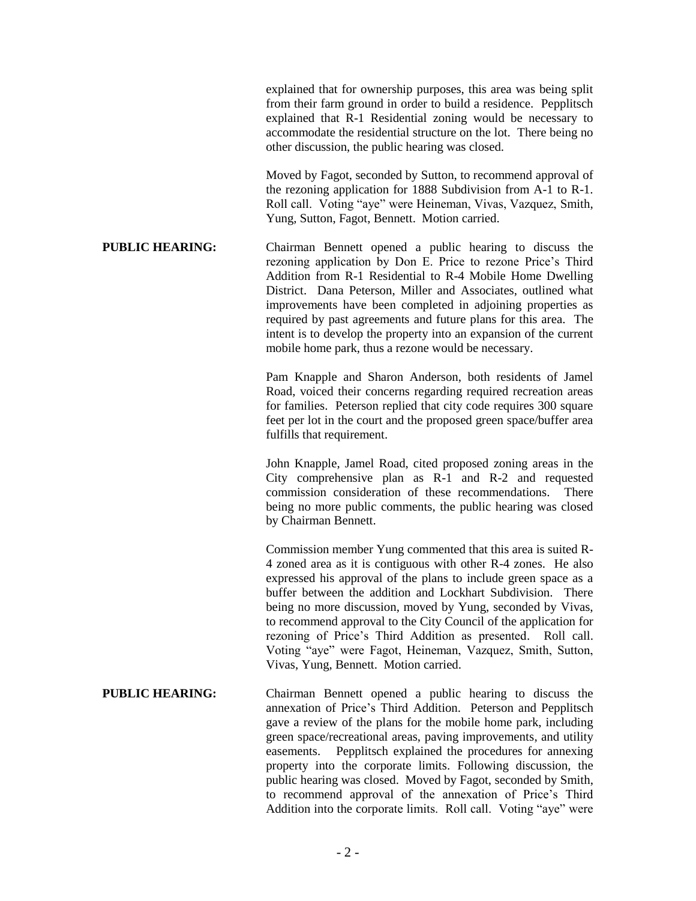explained that for ownership purposes, this area was being split from their farm ground in order to build a residence. Pepplitsch explained that R-1 Residential zoning would be necessary to accommodate the residential structure on the lot. There being no other discussion, the public hearing was closed.

Moved by Fagot, seconded by Sutton, to recommend approval of the rezoning application for 1888 Subdivision from A-1 to R-1. Roll call. Voting "aye" were Heineman, Vivas, Vazquez, Smith, Yung, Sutton, Fagot, Bennett. Motion carried.

**PUBLIC HEARING:** Chairman Bennett opened a public hearing to discuss the rezoning application by Don E. Price to rezone Price's Third Addition from R-1 Residential to R-4 Mobile Home Dwelling District. Dana Peterson, Miller and Associates, outlined what improvements have been completed in adjoining properties as required by past agreements and future plans for this area. The intent is to develop the property into an expansion of the current mobile home park, thus a rezone would be necessary.

Pam Knapple and Sharon Anderson, both residents of Jamel Road, voiced their concerns regarding required recreation areas for families. Peterson replied that city code requires 300 square feet per lot in the court and the proposed green space/buffer area fulfills that requirement.

John Knapple, Jamel Road, cited proposed zoning areas in the City comprehensive plan as R-1 and R-2 and requested commission consideration of these recommendations. There being no more public comments, the public hearing was closed by Chairman Bennett.

Commission member Yung commented that this area is suited R-4 zoned area as it is contiguous with other R-4 zones. He also expressed his approval of the plans to include green space as a buffer between the addition and Lockhart Subdivision. There being no more discussion, moved by Yung, seconded by Vivas, to recommend approval to the City Council of the application for rezoning of Price's Third Addition as presented. Roll call. Voting "aye" were Fagot, Heineman, Vazquez, Smith, Sutton, Vivas, Yung, Bennett. Motion carried.

**PUBLIC HEARING:** Chairman Bennett opened a public hearing to discuss the annexation of Price's Third Addition. Peterson and Pepplitsch gave a review of the plans for the mobile home park, including green space/recreational areas, paving improvements, and utility easements. Pepplitsch explained the procedures for annexing property into the corporate limits. Following discussion, the public hearing was closed. Moved by Fagot, seconded by Smith, to recommend approval of the annexation of Price's Third Addition into the corporate limits. Roll call. Voting "aye" were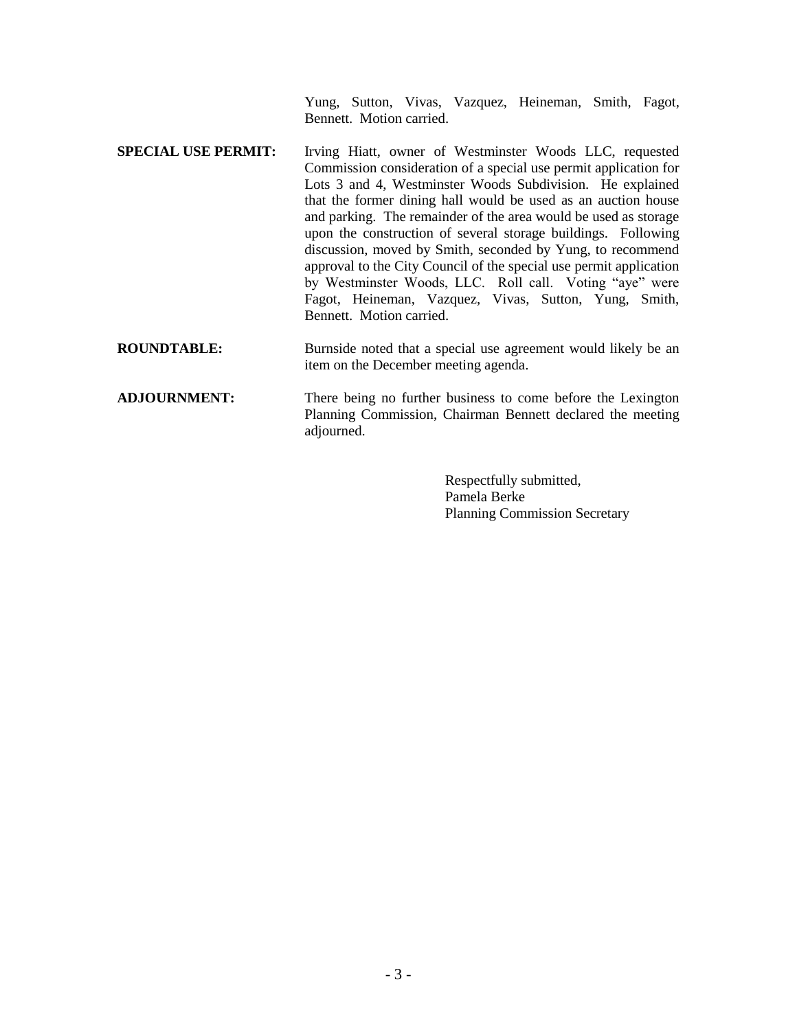Yung, Sutton, Vivas, Vazquez, Heineman, Smith, Fagot, Bennett. Motion carried.

**SPECIAL USE PERMIT:** Irving Hiatt, owner of Westminster Woods LLC, requested Commission consideration of a special use permit application for Lots 3 and 4, Westminster Woods Subdivision. He explained that the former dining hall would be used as an auction house and parking. The remainder of the area would be used as storage upon the construction of several storage buildings. Following discussion, moved by Smith, seconded by Yung, to recommend approval to the City Council of the special use permit application by Westminster Woods, LLC. Roll call. Voting "aye" were Fagot, Heineman, Vazquez, Vivas, Sutton, Yung, Smith, Bennett. Motion carried.

**ROUNDTABLE:** Burnside noted that a special use agreement would likely be an item on the December meeting agenda.

**ADJOURNMENT:** There being no further business to come before the Lexington Planning Commission, Chairman Bennett declared the meeting adjourned.

Respectfully submitted,
Pamela Berke
Planning Commission Secretary